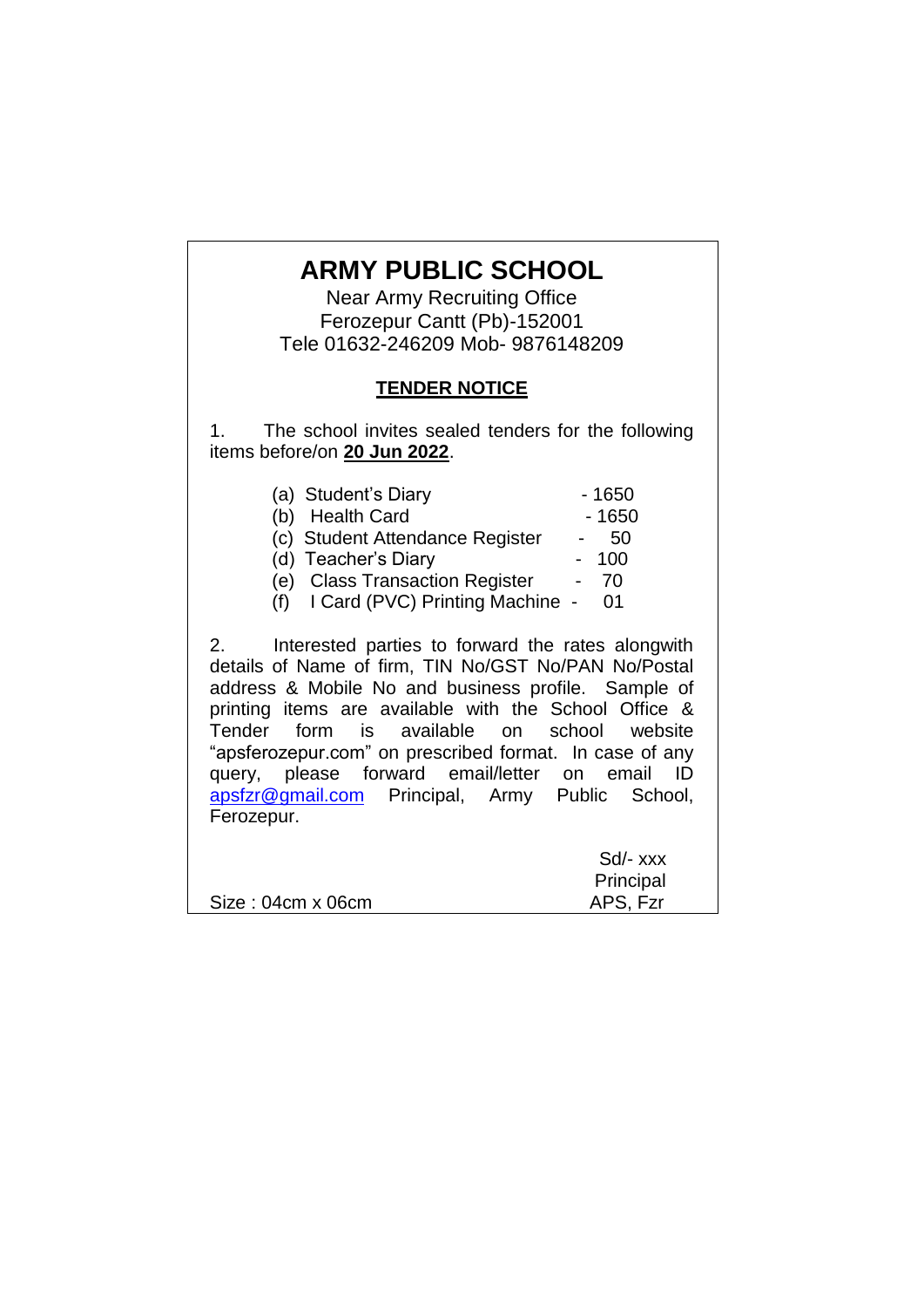# ARMY PUBLIC SCHOOL

Near Army Recruiting Office
Ferozepur Cantt (Pb)-152001
Tele 01632-246209 Mob- 9876148209

## TENDER NOTICE

1. The school invites sealed tenders for the following items before/on **20 Jun 2022**.

(a) Student's Diary - 1650
(b) Health Card - 1650
(c) Student Attendance Register - 50
(d) Teacher's Diary - 100
(e) Class Transaction Register - 70
(f) I Card (PVC) Printing Machine - 01

2. Interested parties to forward the rates alongwith details of Name of firm, TIN No/GST No/PAN No/Postal address & Mobile No and business profile. Sample of printing items are available with the School Office & Tender form is available on school website "apsferozepur.com" on prescribed format. In case of any query, please forward email/letter on email ID apsfzr@gmail.com Principal, Army Public School, Ferozepur.

Sd/- xxx
Principal
APS, Fzr

Size : 04cm x 06cm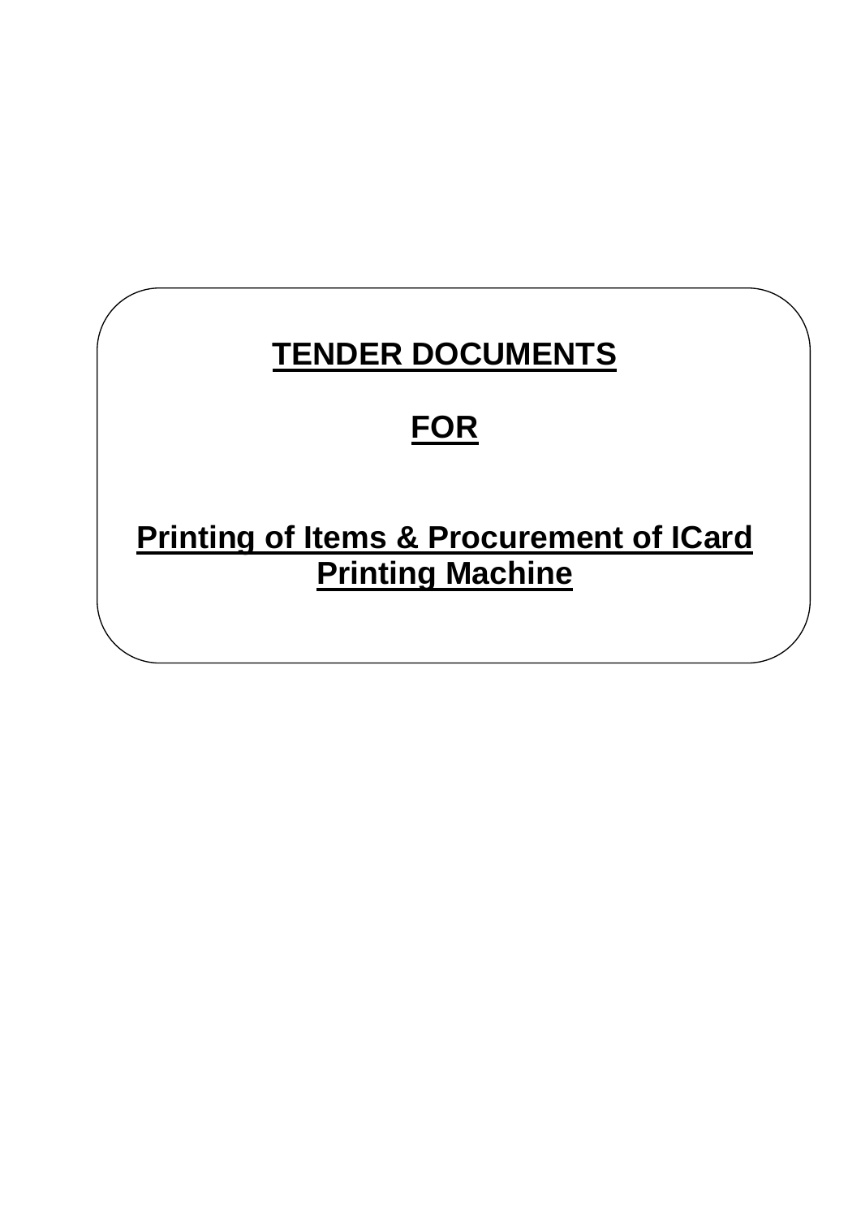# TENDER DOCUMENTS

# FOR

# Printing of Items & Procurement of ICard Printing Machine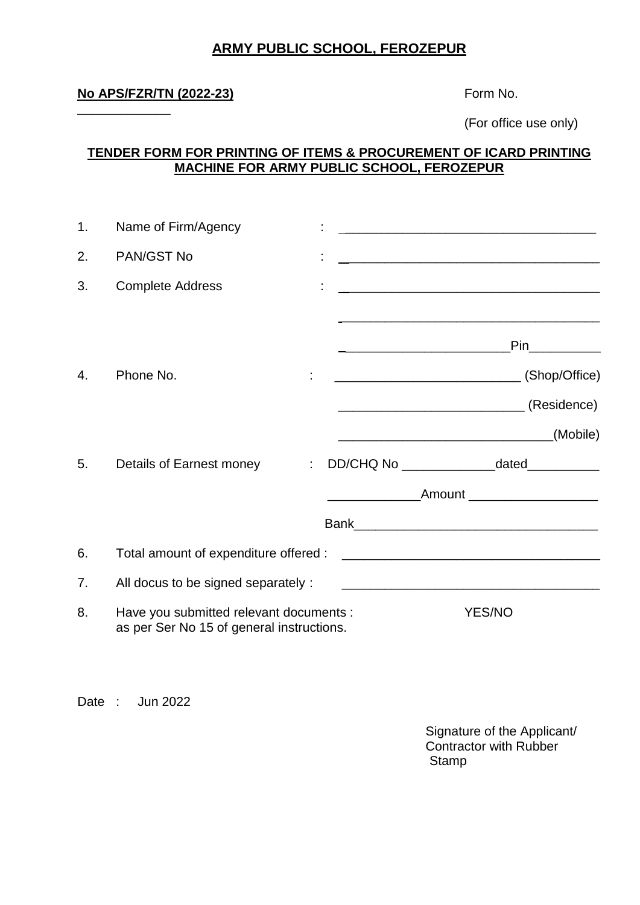# ARMY PUBLIC SCHOOL, FEROZEPUR

**No APS/FZR/TN (2022-23)** Form No. _____________

(For office use only)

**TENDER FORM FOR PRINTING OF ITEMS & PROCUREMENT OF ICARD PRINTING MACHINE FOR ARMY PUBLIC SCHOOL, FEROZEPUR**

1. Name of Firm/Agency : ____________________________________
2. PAN/GST No : ____________________________________
3. Complete Address : ____________________________________

   ____________________________________

   ______________________Pin__________
4. Phone No. : __________________________ (Shop/Office)

   __________________________ (Residence)

   ______________________________(Mobile)
5. Details of Earnest money : DD/CHQ No _____________dated__________

   _____________Amount __________________

   Bank_________________________________
6. Total amount of expenditure offered : ____________________________________
7. All docus to be signed separately : ____________________________________
8. Have you submitted relevant documents : as per Ser No 15 of general instructions. YES/NO

Date : Jun 2022

Signature of the Applicant/
Contractor with Rubber
Stamp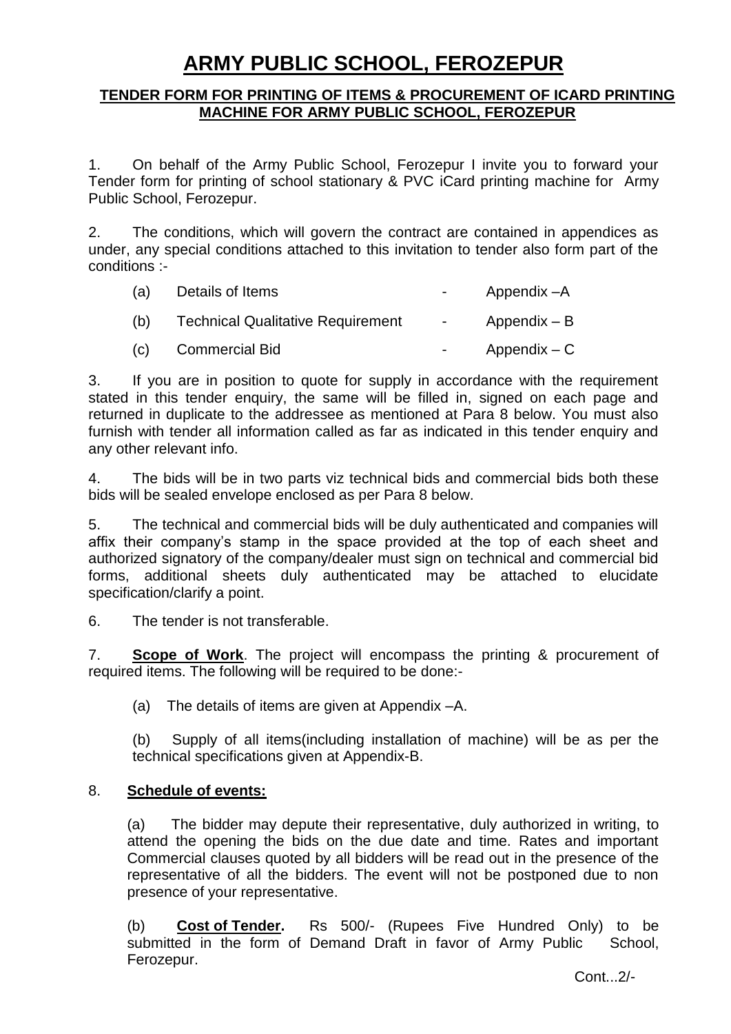# ARMY PUBLIC SCHOOL, FEROZEPUR

## TENDER FORM FOR PRINTING OF ITEMS & PROCUREMENT OF ICARD PRINTING MACHINE FOR ARMY PUBLIC SCHOOL, FEROZEPUR

1. On behalf of the Army Public School, Ferozepur I invite you to forward your Tender form for printing of school stationary & PVC iCard printing machine for Army Public School, Ferozepur.

2. The conditions, which will govern the contract are contained in appendices as under, any special conditions attached to this invitation to tender also form part of the conditions :-

   (a) Details of Items - Appendix –A

   (b) Technical Qualitative Requirement - Appendix – B

   (c) Commercial Bid - Appendix – C

3. If you are in position to quote for supply in accordance with the requirement stated in this tender enquiry, the same will be filled in, signed on each page and returned in duplicate to the addressee as mentioned at Para 8 below. You must also furnish with tender all information called as far as indicated in this tender enquiry and any other relevant info.

4. The bids will be in two parts viz technical bids and commercial bids both these bids will be sealed envelope enclosed as per Para 8 below.

5. The technical and commercial bids will be duly authenticated and companies will affix their company's stamp in the space provided at the top of each sheet and authorized signatory of the company/dealer must sign on technical and commercial bid forms, additional sheets duly authenticated may be attached to elucidate specification/clarify a point.

6. The tender is not transferable.

7. **Scope of Work**. The project will encompass the printing & procurement of required items. The following will be required to be done:-

   (a) The details of items are given at Appendix –A.

   (b) Supply of all items(including installation of machine) will be as per the technical specifications given at Appendix-B.

8. **Schedule of events:**

   (a) The bidder may depute their representative, duly authorized in writing, to attend the opening the bids on the due date and time. Rates and important Commercial clauses quoted by all bidders will be read out in the presence of the representative of all the bidders. The event will not be postponed due to non presence of your representative.

   (b) **Cost of Tender.** Rs 500/- (Rupees Five Hundred Only) to be submitted in the form of Demand Draft in favor of Army Public School, Ferozepur.

Cont...2/-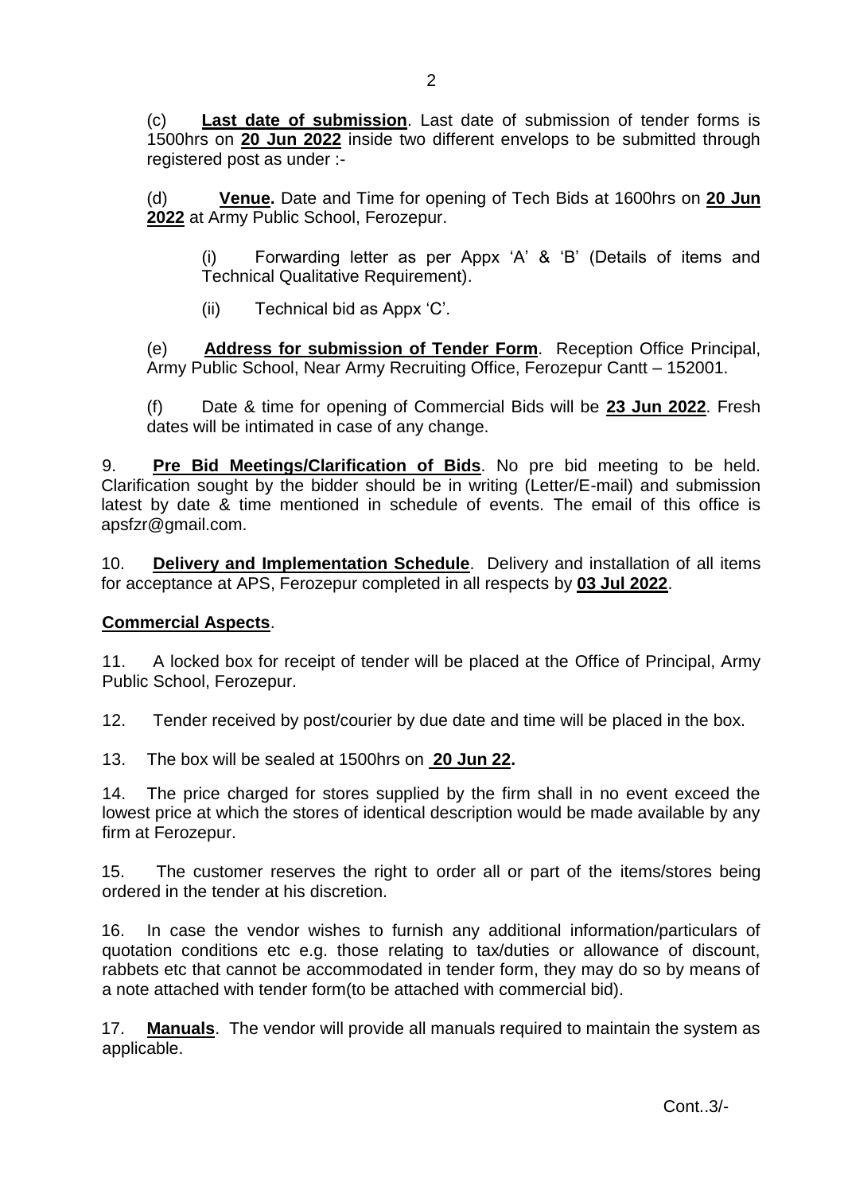(c) **Last date of submission**. Last date of submission of tender forms is 1500hrs on **20 Jun 2022** inside two different envelops to be submitted through registered post as under :-

(d) **Venue.** Date and Time for opening of Tech Bids at 1600hrs on **20 Jun 2022** at Army Public School, Ferozepur.

(i) Forwarding letter as per Appx 'A' & 'B' (Details of items and Technical Qualitative Requirement).

(ii) Technical bid as Appx 'C'.

(e) **Address for submission of Tender Form**. Reception Office Principal, Army Public School, Near Army Recruiting Office, Ferozepur Cantt – 152001.

(f) Date & time for opening of Commercial Bids will be **23 Jun 2022**. Fresh dates will be intimated in case of any change.

9. **Pre Bid Meetings/Clarification of Bids**. No pre bid meeting to be held. Clarification sought by the bidder should be in writing (Letter/E-mail) and submission latest by date & time mentioned in schedule of events. The email of this office is apsfzr@gmail.com.

10. **Delivery and Implementation Schedule**. Delivery and installation of all items for acceptance at APS, Ferozepur completed in all respects by **03 Jul 2022**.

**Commercial Aspects**.

11. A locked box for receipt of tender will be placed at the Office of Principal, Army Public School, Ferozepur.

12. Tender received by post/courier by due date and time will be placed in the box.

13. The box will be sealed at 1500hrs on **20 Jun 22.**

14. The price charged for stores supplied by the firm shall in no event exceed the lowest price at which the stores of identical description would be made available by any firm at Ferozepur.

15. The customer reserves the right to order all or part of the items/stores being ordered in the tender at his discretion.

16. In case the vendor wishes to furnish any additional information/particulars of quotation conditions etc e.g. those relating to tax/duties or allowance of discount, rabbets etc that cannot be accommodated in tender form, they may do so by means of a note attached with tender form(to be attached with commercial bid).

17. **Manuals**. The vendor will provide all manuals required to maintain the system as applicable.

Cont..3/-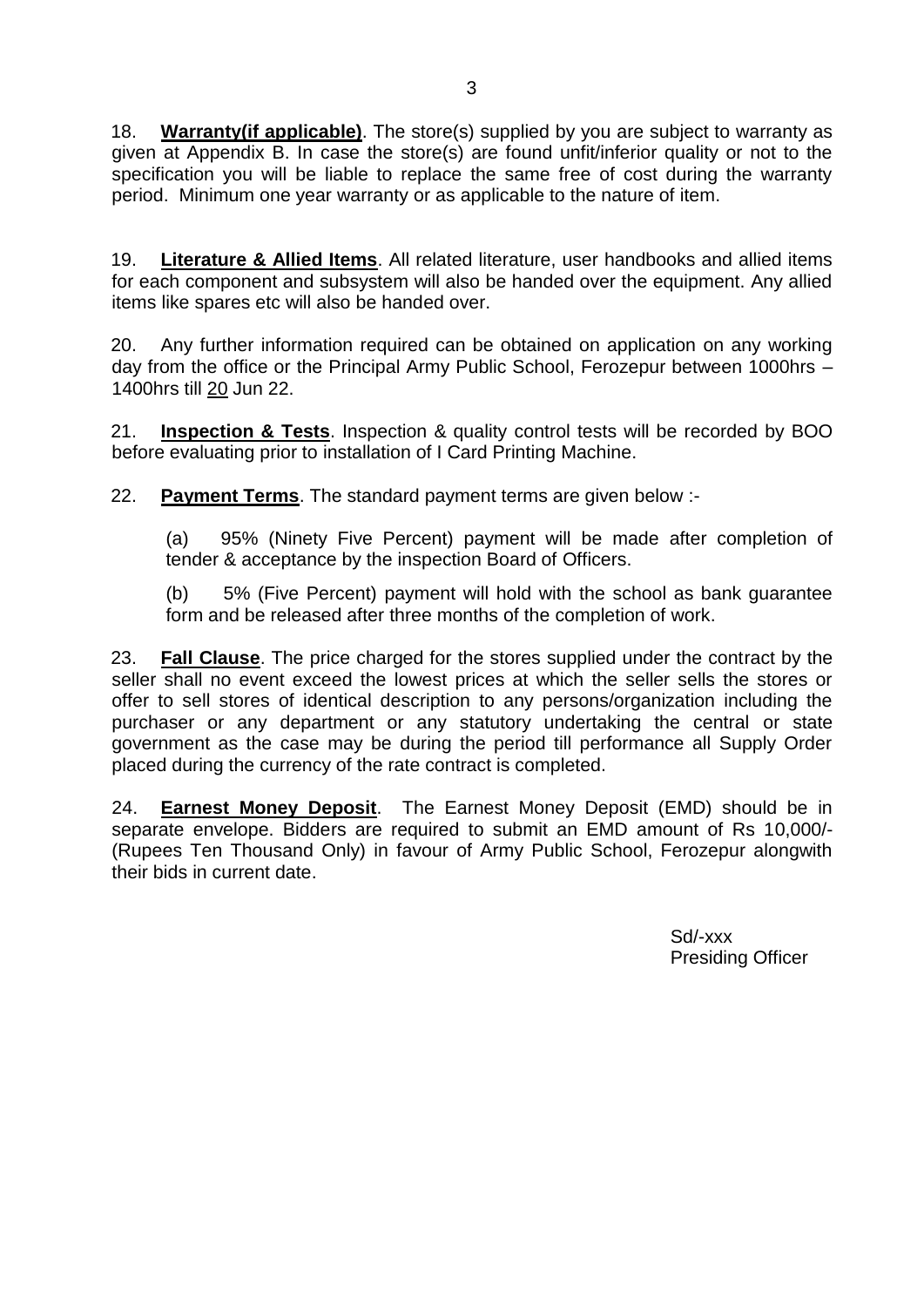18. **Warranty(if applicable)**. The store(s) supplied by you are subject to warranty as given at Appendix B. In case the store(s) are found unfit/inferior quality or not to the specification you will be liable to replace the same free of cost during the warranty period. Minimum one year warranty or as applicable to the nature of item.

19. **Literature & Allied Items**. All related literature, user handbooks and allied items for each component and subsystem will also be handed over the equipment. Any allied items like spares etc will also be handed over.

20. Any further information required can be obtained on application on any working day from the office or the Principal Army Public School, Ferozepur between 1000hrs – 1400hrs till 20 Jun 22.

21. **Inspection & Tests**. Inspection & quality control tests will be recorded by BOO before evaluating prior to installation of I Card Printing Machine.

22. **Payment Terms**. The standard payment terms are given below :-

(a) 95% (Ninety Five Percent) payment will be made after completion of tender & acceptance by the inspection Board of Officers.

(b) 5% (Five Percent) payment will hold with the school as bank guarantee form and be released after three months of the completion of work.

23. **Fall Clause**. The price charged for the stores supplied under the contract by the seller shall no event exceed the lowest prices at which the seller sells the stores or offer to sell stores of identical description to any persons/organization including the purchaser or any department or any statutory undertaking the central or state government as the case may be during the period till performance all Supply Order placed during the currency of the rate contract is completed.

24. **Earnest Money Deposit**. The Earnest Money Deposit (EMD) should be in separate envelope. Bidders are required to submit an EMD amount of Rs 10,000/- (Rupees Ten Thousand Only) in favour of Army Public School, Ferozepur alongwith their bids in current date.

Sd/-xxx
Presiding Officer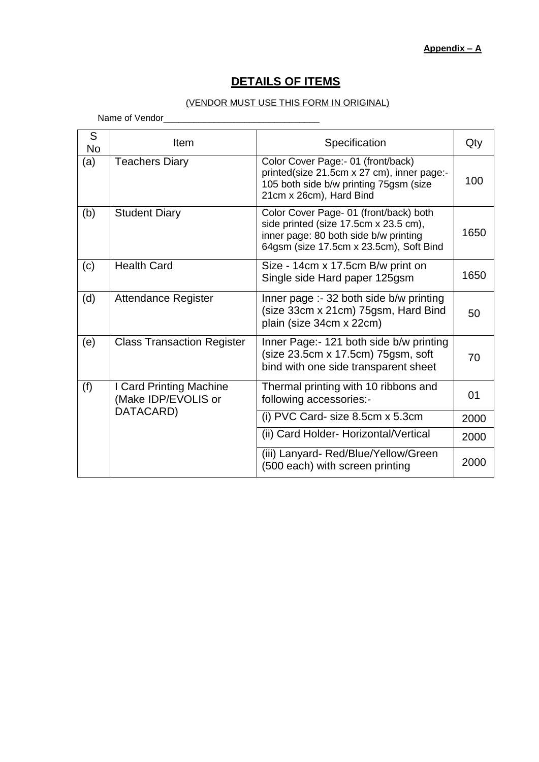**Appendix – A**

# DETAILS OF ITEMS

(VENDOR MUST USE THIS FORM IN ORIGINAL)

Name of Vendor_______________________________

| S No | Item | Specification | Qty |
|---|---|---|---|
| (a) | Teachers Diary | Color Cover Page:- 01 (front/back) printed(size 21.5cm x 27 cm), inner page:- 105 both side b/w printing 75gsm (size 21cm x 26cm), Hard Bind | 100 |
| (b) | Student Diary | Color Cover Page- 01 (front/back) both side printed (size 17.5cm x 23.5 cm), inner page: 80 both side b/w printing 64gsm (size 17.5cm x 23.5cm), Soft Bind | 1650 |
| (c) | Health Card | Size - 14cm x 17.5cm B/w print on Single side Hard paper 125gsm | 1650 |
| (d) | Attendance Register | Inner page :- 32 both side b/w printing (size 33cm x 21cm) 75gsm, Hard Bind plain (size 34cm x 22cm) | 50 |
| (e) | Class Transaction Register | Inner Page:- 121 both side b/w printing (size 23.5cm x 17.5cm) 75gsm, soft bind with one side transparent sheet | 70 |
| (f) | I Card Printing Machine (Make IDP/EVOLIS or DATACARD) | Thermal printing with 10 ribbons and following accessories:- | 01 |
| | | (i) PVC Card- size 8.5cm x 5.3cm | 2000 |
| | | (ii) Card Holder- Horizontal/Vertical | 2000 |
| | | (iii) Lanyard- Red/Blue/Yellow/Green (500 each) with screen printing | 2000 |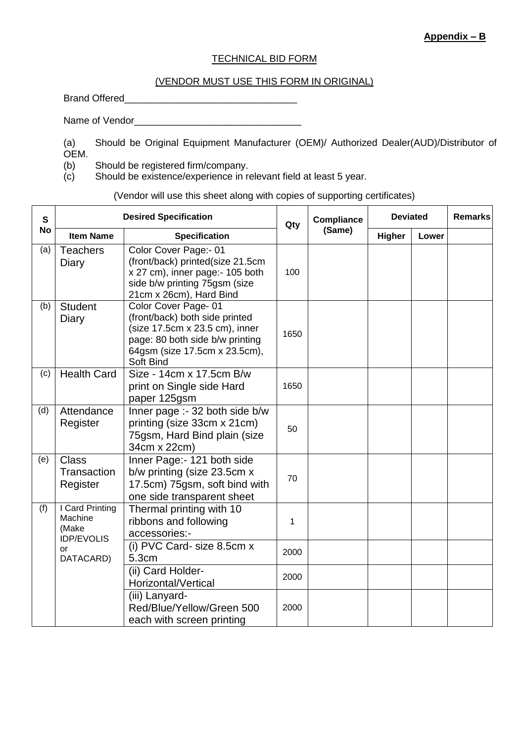**Appendix – B**

TECHNICAL BID FORM

(VENDOR MUST USE THIS FORM IN ORIGINAL)

Brand Offered________________________________

Name of Vendor_______________________________

(a) Should be Original Equipment Manufacturer (OEM)/ Authorized Dealer(AUD)/Distributor of OEM.

(b) Should be registered firm/company.

(c) Should be existence/experience in relevant field at least 5 year.

(Vendor will use this sheet along with copies of supporting certificates)

| S No | Desired Specification | | Qty | Compliance (Same) | Deviated | | Remarks |
|---|---|---|---|---|---|---|---|
| | Item Name | Specification | | | Higher | Lower | |
| (a) | Teachers Diary | Color Cover Page:- 01 (front/back) printed(size 21.5cm x 27 cm), inner page:- 105 both side b/w printing 75gsm (size 21cm x 26cm), Hard Bind | 100 | | | | |
| (b) | Student Diary | Color Cover Page- 01 (front/back) both side printed (size 17.5cm x 23.5 cm), inner page: 80 both side b/w printing 64gsm (size 17.5cm x 23.5cm), Soft Bind | 1650 | | | | |
| (c) | Health Card | Size - 14cm x 17.5cm B/w print on Single side Hard paper 125gsm | 1650 | | | | |
| (d) | Attendance Register | Inner page :- 32 both side b/w printing (size 33cm x 21cm) 75gsm, Hard Bind plain (size 34cm x 22cm) | 50 | | | | |
| (e) | Class Transaction Register | Inner Page:- 121 both side b/w printing (size 23.5cm x 17.5cm) 75gsm, soft bind with one side transparent sheet | 70 | | | | |
| (f) | I Card Printing Machine (Make IDP/EVOLIS or DATACARD) | Thermal printing with 10 ribbons and following accessories:- | 1 | | | | |
| | | (i) PVC Card- size 8.5cm x 5.3cm | 2000 | | | | |
| | | (ii) Card Holder- Horizontal/Vertical | 2000 | | | | |
| | | (iii) Lanyard- Red/Blue/Yellow/Green 500 each with screen printing | 2000 | | | | |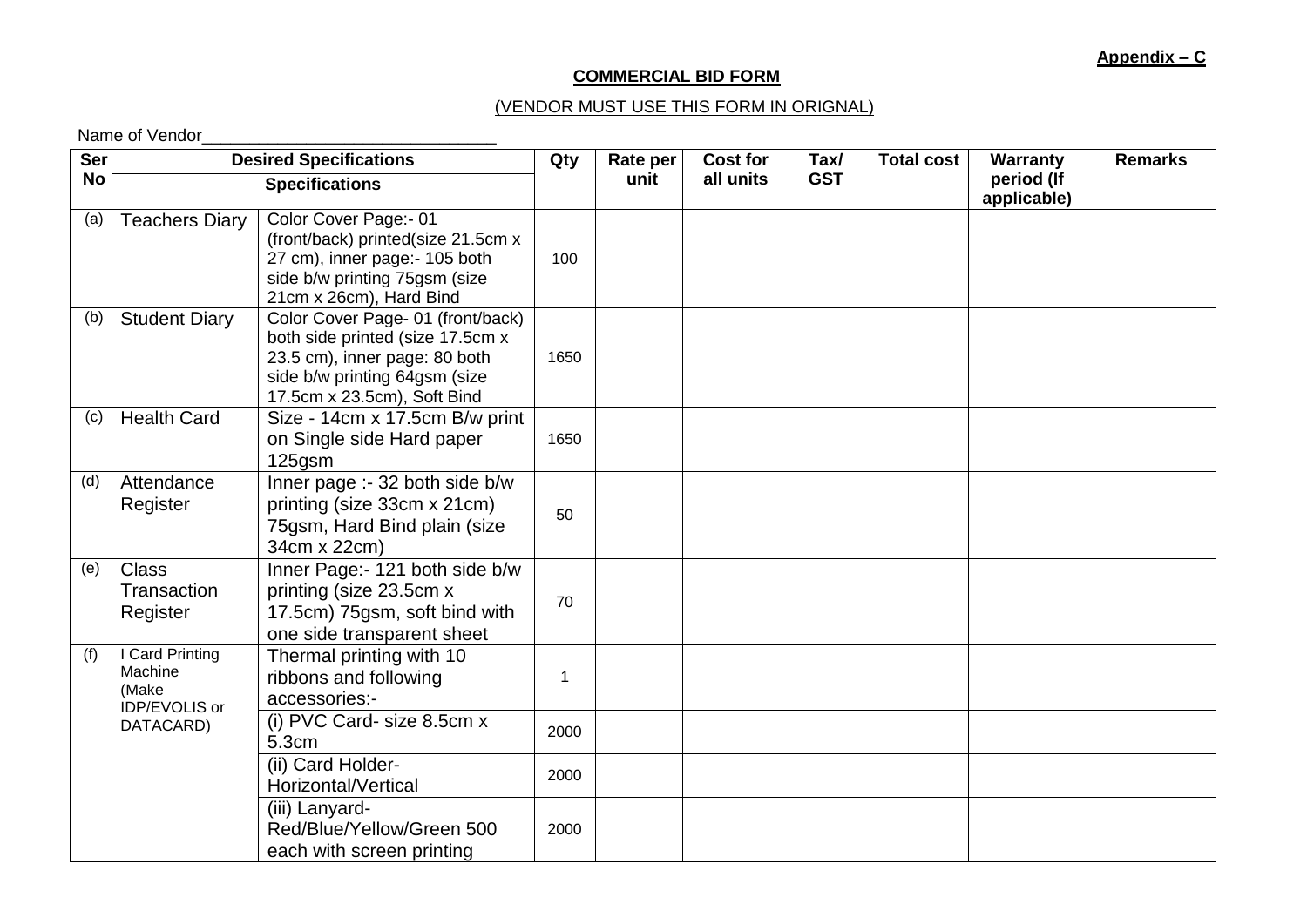**Appendix – C**

**COMMERCIAL BID FORM**

(VENDOR MUST USE THIS FORM IN ORIGNAL)

Name of Vendor______________________________

| Ser No | Desired Specifications | | Qty | Rate per unit | Cost for all units | Tax/ GST | Total cost | Warranty period (If applicable) | Remarks |
|---|---|---|---|---|---|---|---|---|---|
| | Specifications | | | | | | | | |
| (a) | Teachers Diary | Color Cover Page:- 01 (front/back) printed(size 21.5cm x 27 cm), inner page:- 105 both side b/w printing 75gsm (size 21cm x 26cm), Hard Bind | 100 | | | | | | |
| (b) | Student Diary | Color Cover Page- 01 (front/back) both side printed (size 17.5cm x 23.5 cm), inner page: 80 both side b/w printing 64gsm (size 17.5cm x 23.5cm), Soft Bind | 1650 | | | | | | |
| (c) | Health Card | Size - 14cm x 17.5cm B/w print on Single side Hard paper 125gsm | 1650 | | | | | | |
| (d) | Attendance Register | Inner page :- 32 both side b/w printing (size 33cm x 21cm) 75gsm, Hard Bind plain (size 34cm x 22cm) | 50 | | | | | | |
| (e) | Class Transaction Register | Inner Page:- 121 both side b/w printing (size 23.5cm x 17.5cm) 75gsm, soft bind with one side transparent sheet | 70 | | | | | | |
| (f) | I Card Printing Machine (Make IDP/EVOLIS or DATACARD) | Thermal printing with 10 ribbons and following accessories:- | 1 | | | | | | |
| | | (i) PVC Card- size 8.5cm x 5.3cm | 2000 | | | | | | |
| | | (ii) Card Holder- Horizontal/Vertical | 2000 | | | | | | |
| | | (iii) Lanyard- Red/Blue/Yellow/Green 500 each with screen printing | 2000 | | | | | | |